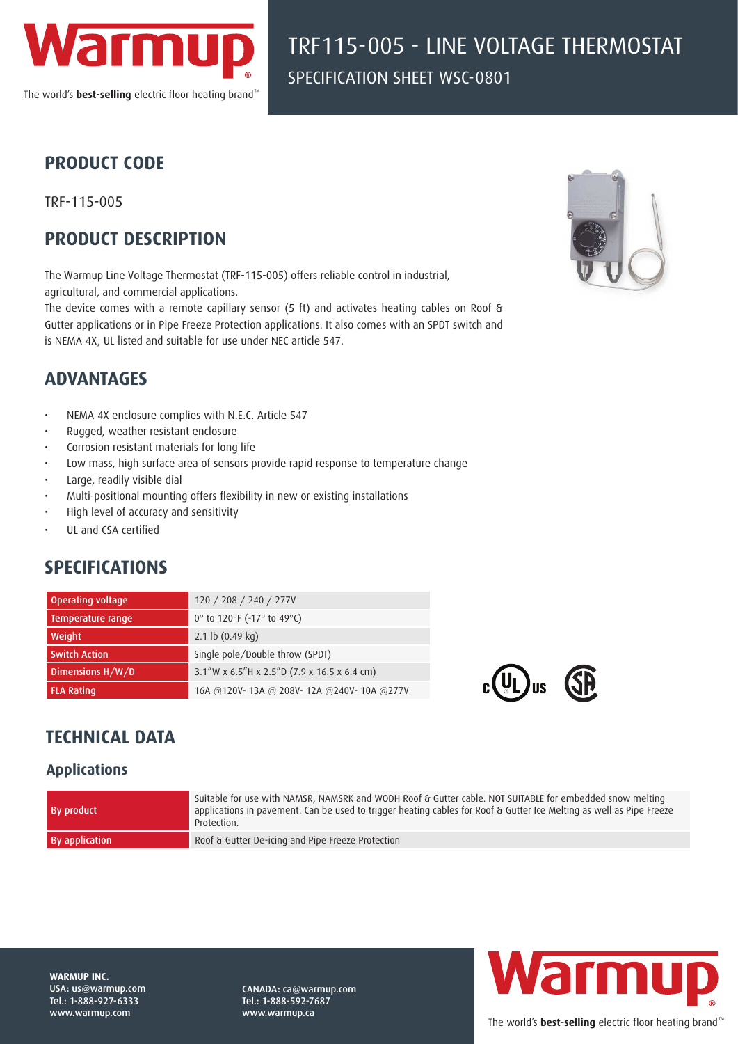# TRF115-005 - LINE VOLTAGE THERMOSTAT

SPECIFICATION SHEET WSC-0801

## PRODUCT CODE

TRF-115-005

## PRODUCT DESCRIPTION

The Warmup Line Voltage Thermostat (TRF-115-005) offers reliable control in industrial, agricultural, and commercial applications.
The device comes with a remote capillary sensor (5 ft) and activates heating cables on Roof & Gutter applications or in Pipe Freeze Protection applications. It also comes with an SPDT switch and is NEMA 4X, UL listed and suitable for use under NEC article 547.

## ADVANTAGES

- NEMA 4X enclosure complies with N.E.C. Article 547
- Rugged, weather resistant enclosure
- Corrosion resistant materials for long life
- Low mass, high surface area of sensors provide rapid response to temperature change
- Large, readily visible dial
- Multi-positional mounting offers flexibility in new or existing installations
- High level of accuracy and sensitivity
- UL and CSA certified

## SPECIFICATIONS

| | |
|---|---|
| Operating voltage | 120 / 208 / 240 / 277V |
| Temperature range | 0° to 120°F (-17° to 49°C) |
| Weight | 2.1 lb (0.49 kg) |
| Switch Action | Single pole/Double throw (SPDT) |
| Dimensions H/W/D | 3.1"W x 6.5"H x 2.5"D (7.9 x 16.5 x 6.4 cm) |
| FLA Rating | 16A @120V- 13A @ 208V- 12A @240V- 10A @277V |

## TECHNICAL DATA

### Applications

| | |
|---|---|
| By product | Suitable for use with NAMSR, NAMSRK and WODH Roof & Gutter cable. NOT SUITABLE for embedded snow melting applications in pavement. Can be used to trigger heating cables for Roof & Gutter Ice Melting as well as Pipe Freeze Protection. |
| By application | Roof & Gutter De-icing and Pipe Freeze Protection |

**WARMUP INC.**
USA: us@warmup.com
Tel.: 1-888-927-6333
www.warmup.com

CANADA: ca@warmup.com
Tel.: 1-888-592-7687
www.warmup.ca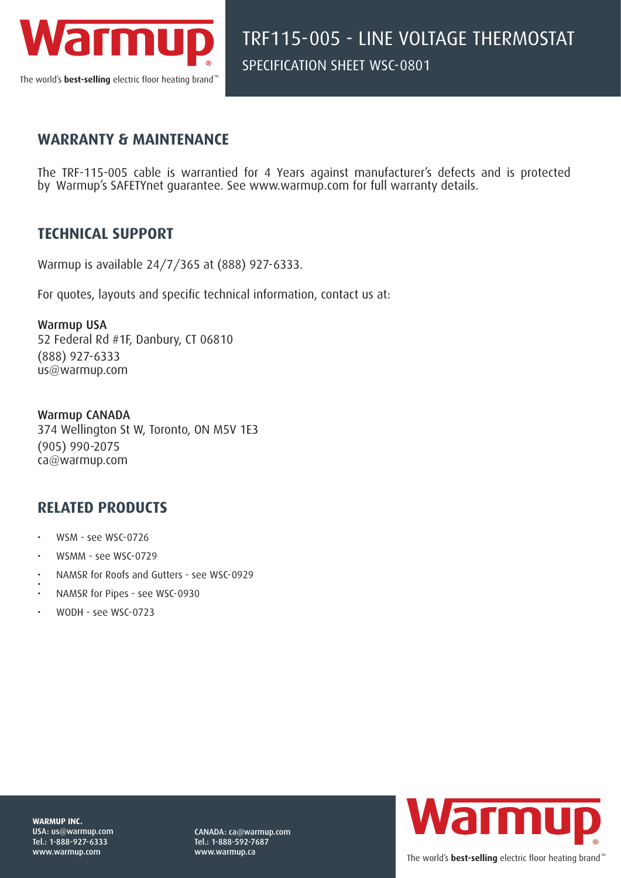## WARRANTY & MAINTENANCE

The TRF-115-005 cable is warrantied for 4 Years against manufacturer's defects and is protected by Warmup's SAFETYnet guarantee. See www.warmup.com for full warranty details.

## TECHNICAL SUPPORT

Warmup is available 24/7/365 at (888) 927-6333.

For quotes, layouts and specific technical information, contact us at:

Warmup USA
52 Federal Rd #1F, Danbury, CT 06810
(888) 927-6333
us@warmup.com

Warmup CANADA
374 Wellington St W, Toronto, ON M5V 1E3
(905) 990-2075
ca@warmup.com

## RELATED PRODUCTS

- WSM - see WSC-0726
- WSMM - see WSC-0729
- NAMSR for Roofs and Gutters - see WSC-0929
- NAMSR for Pipes - see WSC-0930
- WODH - see WSC-0723

**WARMUP INC.**
**USA: us@warmup.com**
**Tel.: 1-888-927-6333**
**www.warmup.com**

**CANADA: ca@warmup.com**
**Tel.: 1-888-592-7687**
**www.warmup.ca**

The world's **best-selling** electric floor heating brand™